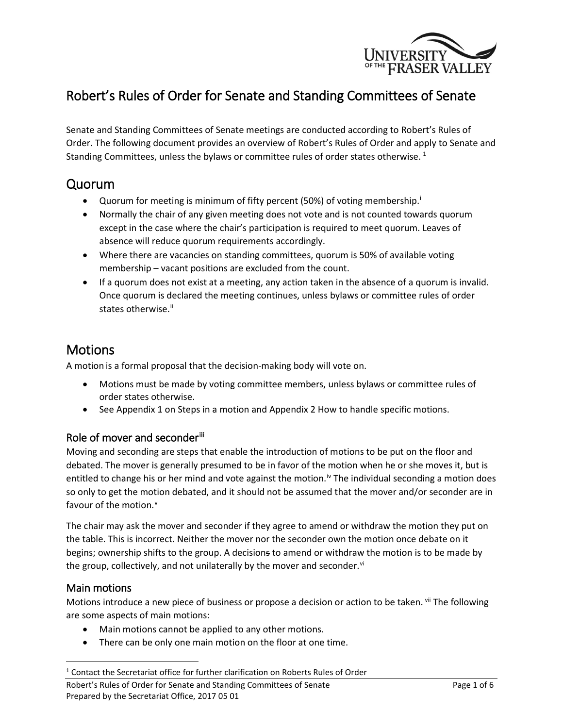# Robert's Rules of Order for Senate and Standing Committees of Senate

Senate and Standing Committees of Senate meetings are conducted according to Robert's Rules of Order. The following document provides an overview of Robert's Rules of Order and apply to Senate and Standing Committees, unless the bylaws or committee rules of order states otherwise. [1]

## Quorum

- Quorum for meeting is minimum of fifty percent (50%) of voting membership.[i]
- Normally the chair of any given meeting does not vote and is not counted towards quorum except in the case where the chair's participation is required to meet quorum. Leaves of absence will reduce quorum requirements accordingly.
- Where there are vacancies on standing committees, quorum is 50% of available voting membership – vacant positions are excluded from the count.
- If a quorum does not exist at a meeting, any action taken in the absence of a quorum is invalid. Once quorum is declared the meeting continues, unless bylaws or committee rules of order states otherwise.[ii]

## Motions

A motion is a formal proposal that the decision-making body will vote on.

- Motions must be made by voting committee members, unless bylaws or committee rules of order states otherwise.
- See Appendix 1 on Steps in a motion and Appendix 2 How to handle specific motions.

### Role of mover and seconder[iii]

Moving and seconding are steps that enable the introduction of motions to be put on the floor and debated. The mover is generally presumed to be in favor of the motion when he or she moves it, but is entitled to change his or her mind and vote against the motion.[iv] The individual seconding a motion does so only to get the motion debated, and it should not be assumed that the mover and/or seconder are in favour of the motion.[v]

The chair may ask the mover and seconder if they agree to amend or withdraw the motion they put on the table. This is incorrect. Neither the mover nor the seconder own the motion once debate on it begins; ownership shifts to the group. A decisions to amend or withdraw the motion is to be made by the group, collectively, and not unilaterally by the mover and seconder.[vi]

### Main motions

Motions introduce a new piece of business or propose a decision or action to be taken. [vii] The following are some aspects of main motions:

- Main motions cannot be applied to any other motions.
- There can be only one main motion on the floor at one time.

[1] Contact the Secretariat office for further clarification on Roberts Rules of Order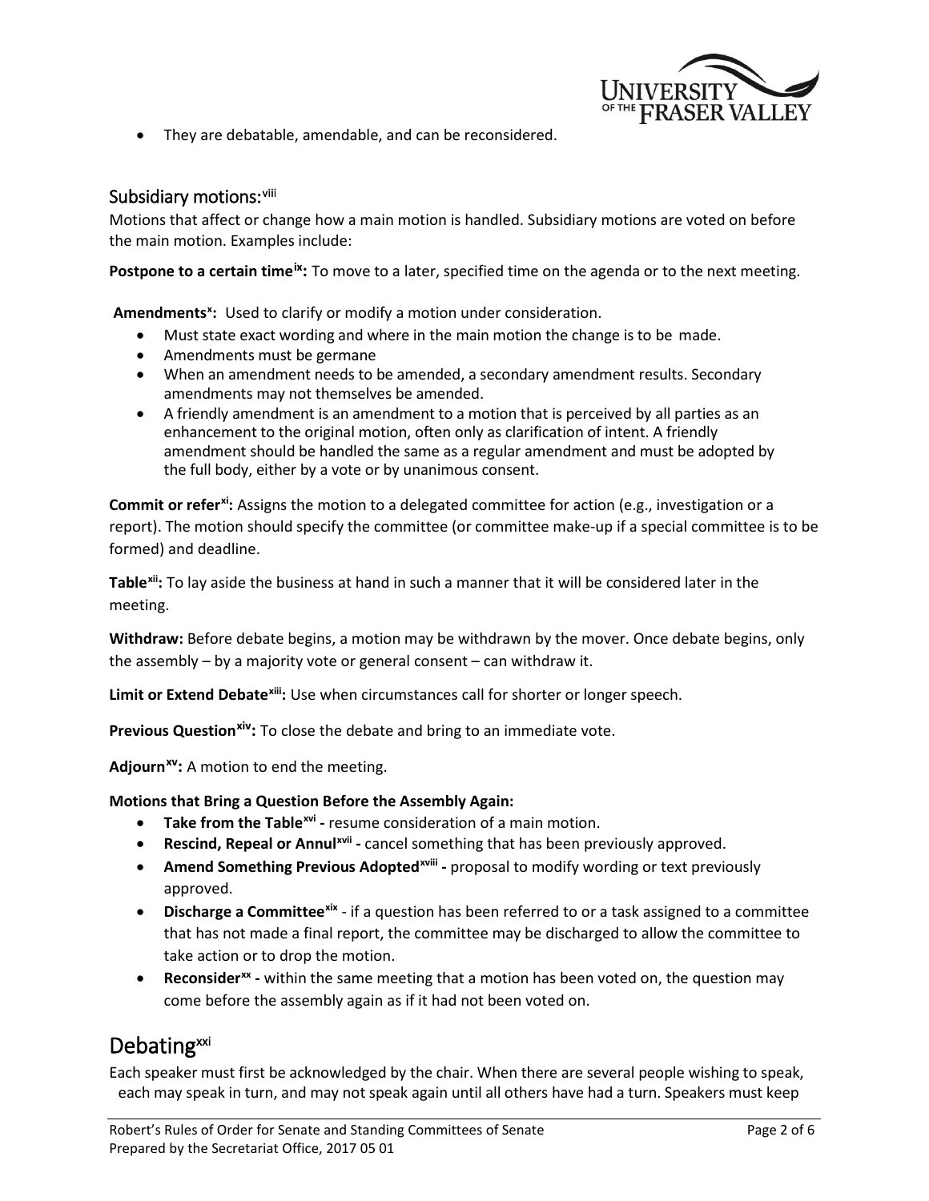- They are debatable, amendable, and can be reconsidered.

## Subsidiary motions:[viii]

Motions that affect or change how a main motion is handled. Subsidiary motions are voted on before the main motion. Examples include:

**Postpone to a certain time[ix]:** To move to a later, specified time on the agenda or to the next meeting.

**Amendments[x]:** Used to clarify or modify a motion under consideration.

- Must state exact wording and where in the main motion the change is to be made.
- Amendments must be germane
- When an amendment needs to be amended, a secondary amendment results. Secondary amendments may not themselves be amended.
- A friendly amendment is an amendment to a motion that is perceived by all parties as an enhancement to the original motion, often only as clarification of intent. A friendly amendment should be handled the same as a regular amendment and must be adopted by the full body, either by a vote or by unanimous consent.

**Commit or refer[xi]:** Assigns the motion to a delegated committee for action (e.g., investigation or a report). The motion should specify the committee (or committee make-up if a special committee is to be formed) and deadline.

**Table[xii]:** To lay aside the business at hand in such a manner that it will be considered later in the meeting.

**Withdraw:** Before debate begins, a motion may be withdrawn by the mover. Once debate begins, only the assembly – by a majority vote or general consent – can withdraw it.

**Limit or Extend Debate[xiii]:** Use when circumstances call for shorter or longer speech.

**Previous Question[xiv]:** To close the debate and bring to an immediate vote.

**Adjourn[xv]:** A motion to end the meeting.

**Motions that Bring a Question Before the Assembly Again:**

- **Take from the Table[xvi] -** resume consideration of a main motion.
- **Rescind, Repeal or Annul[xvii] -** cancel something that has been previously approved.
- **Amend Something Previous Adopted[xviii] -** proposal to modify wording or text previously approved.
- **Discharge a Committee[xix]** - if a question has been referred to or a task assigned to a committee that has not made a final report, the committee may be discharged to allow the committee to take action or to drop the motion.
- **Reconsider[xx] -** within the same meeting that a motion has been voted on, the question may come before the assembly again as if it had not been voted on.

# Debating[xxi]

Each speaker must first be acknowledged by the chair. When there are several people wishing to speak, each may speak in turn, and may not speak again until all others have had a turn. Speakers must keep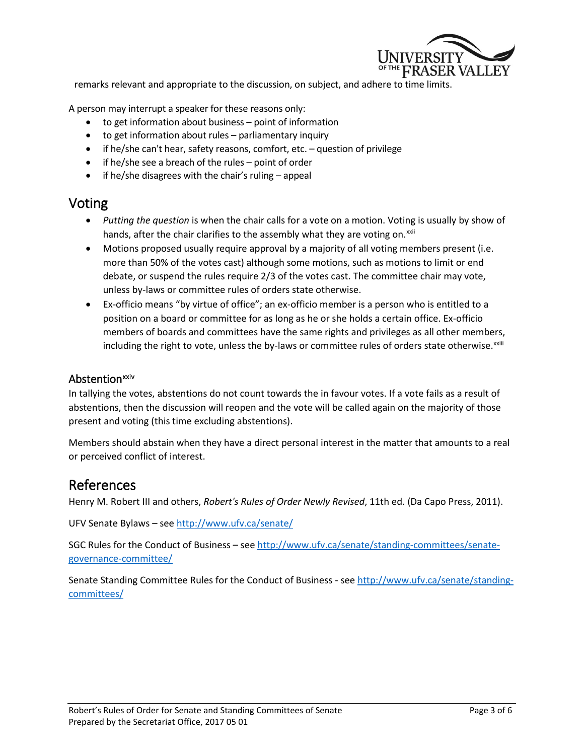remarks relevant and appropriate to the discussion, on subject, and adhere to time limits.

A person may interrupt a speaker for these reasons only:

- to get information about business – point of information
- to get information about rules – parliamentary inquiry
- if he/she can't hear, safety reasons, comfort, etc. – question of privilege
- if he/she see a breach of the rules – point of order
- if he/she disagrees with the chair's ruling – appeal

## Voting

- *Putting the question* is when the chair calls for a vote on a motion. Voting is usually by show of hands, after the chair clarifies to the assembly what they are voting on.[xxii]
- Motions proposed usually require approval by a majority of all voting members present (i.e. more than 50% of the votes cast) although some motions, such as motions to limit or end debate, or suspend the rules require 2/3 of the votes cast. The committee chair may vote, unless by-laws or committee rules of orders state otherwise.
- Ex-officio means "by virtue of office"; an ex-officio member is a person who is entitled to a position on a board or committee for as long as he or she holds a certain office. Ex-officio members of boards and committees have the same rights and privileges as all other members, including the right to vote, unless the by-laws or committee rules of orders state otherwise.[xxiii]

### Abstention[xxiv]

In tallying the votes, abstentions do not count towards the in favour votes. If a vote fails as a result of abstentions, then the discussion will reopen and the vote will be called again on the majority of those present and voting (this time excluding abstentions).

Members should abstain when they have a direct personal interest in the matter that amounts to a real or perceived conflict of interest.

## References

Henry M. Robert III and others, *Robert's Rules of Order Newly Revised*, 11th ed. (Da Capo Press, 2011).

UFV Senate Bylaws – see http://www.ufv.ca/senate/

SGC Rules for the Conduct of Business – see http://www.ufv.ca/senate/standing-committees/senate-governance-committee/

Senate Standing Committee Rules for the Conduct of Business - see http://www.ufv.ca/senate/standing-committees/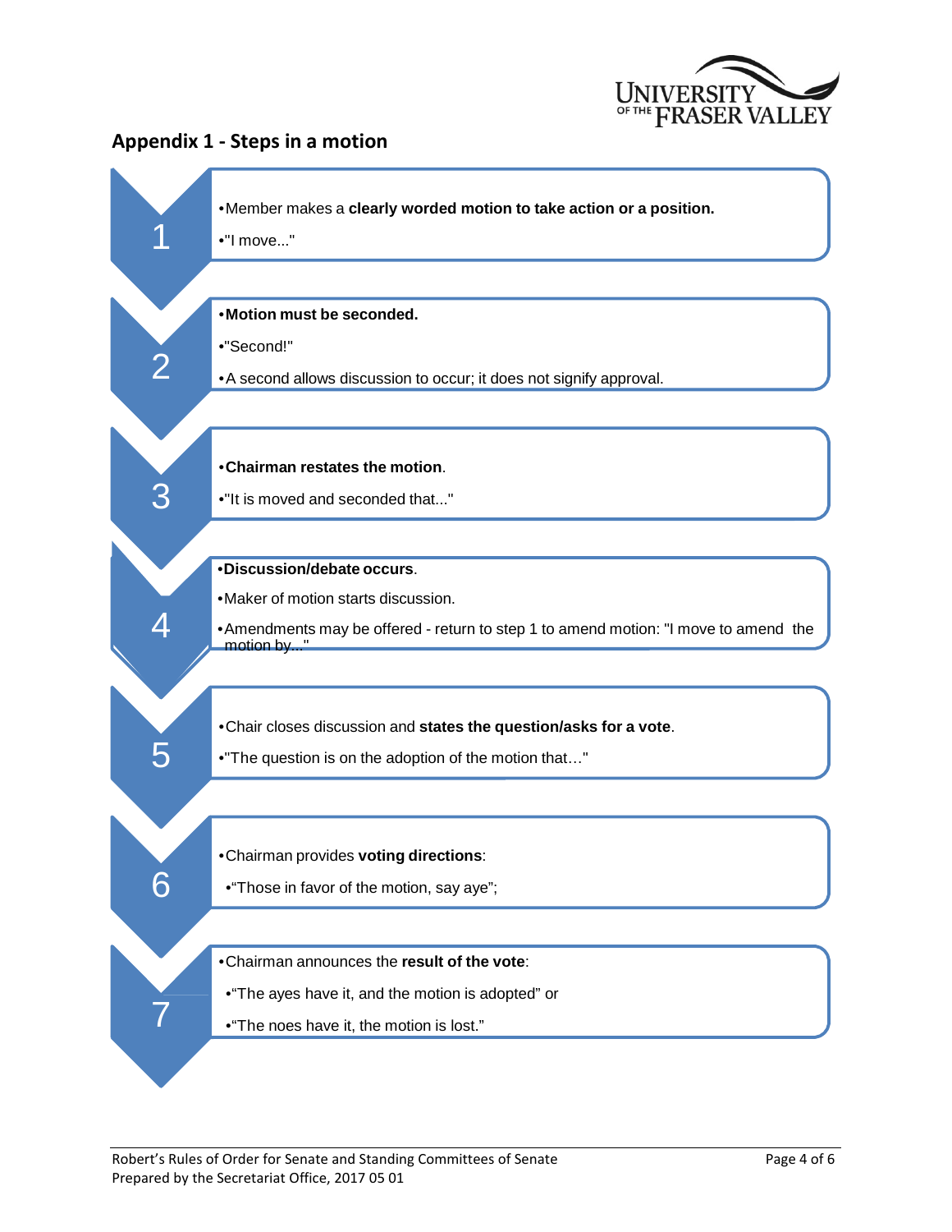## Appendix 1 - Steps in a motion

**1**

- Member makes a **clearly worded motion to take action or a position.**
- "I move..."

**2**

- **Motion must be seconded.**
- "Second!"
- A second allows discussion to occur; it does not signify approval.

**3**

- **Chairman restates the motion**.
- "It is moved and seconded that..."

**4**

- **Discussion/debate occurs**.
- Maker of motion starts discussion.
- Amendments may be offered - return to step 1 to amend motion: "I move to amend the motion by..."

**5**

- Chair closes discussion and **states the question/asks for a vote**.
- "The question is on the adoption of the motion that…"

**6**

- Chairman provides **voting directions**:
- "Those in favor of the motion, say aye";

**7**

- Chairman announces the **result of the vote**:
- "The ayes have it, and the motion is adopted" or
- "The noes have it, the motion is lost."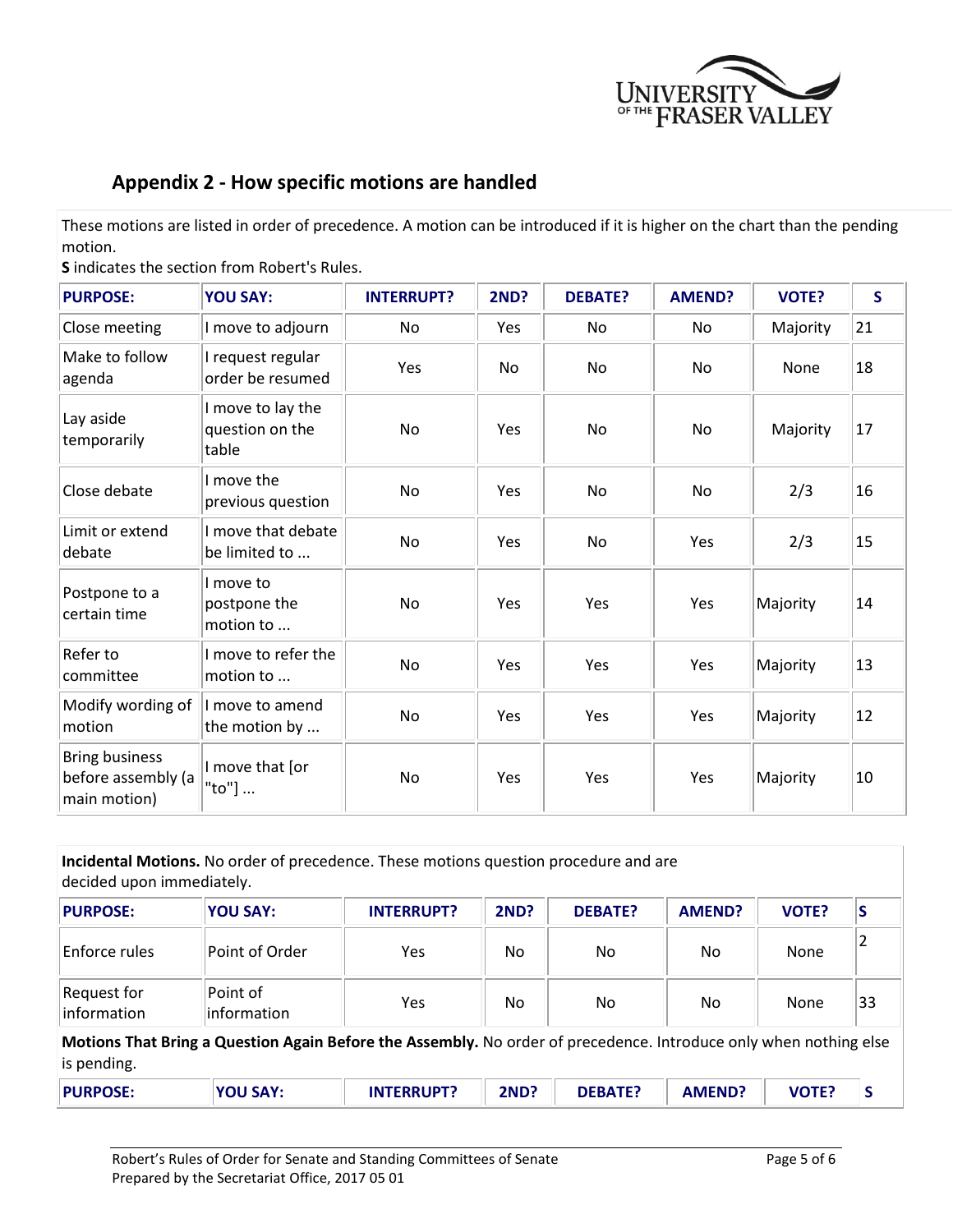## Appendix 2 - How specific motions are handled

These motions are listed in order of precedence. A motion can be introduced if it is higher on the chart than the pending motion.
**S** indicates the section from Robert's Rules.

| PURPOSE: | YOU SAY: | INTERRUPT? | 2ND? | DEBATE? | AMEND? | VOTE? | S |
|---|---|---|---|---|---|---|---|
| Close meeting | I move to adjourn | No | Yes | No | No | Majority | 21 |
| Make to follow agenda | I request regular order be resumed | Yes | No | No | No | None | 18 |
| Lay aside temporarily | I move to lay the question on the table | No | Yes | No | No | Majority | 17 |
| Close debate | I move the previous question | No | Yes | No | No | 2/3 | 16 |
| Limit or extend debate | I move that debate be limited to ... | No | Yes | No | Yes | 2/3 | 15 |
| Postpone to a certain time | I move to postpone the motion to ... | No | Yes | Yes | Yes | Majority | 14 |
| Refer to committee | I move to refer the motion to ... | No | Yes | Yes | Yes | Majority | 13 |
| Modify wording of motion | I move to amend the motion by ... | No | Yes | Yes | Yes | Majority | 12 |
| Bring business before assembly (a main motion) | I move that [or "to"] ... | No | Yes | Yes | Yes | Majority | 10 |

**Incidental Motions.** No order of precedence. These motions question procedure and are decided upon immediately.

| PURPOSE: | YOU SAY: | INTERRUPT? | 2ND? | DEBATE? | AMEND? | VOTE? | S |
|---|---|---|---|---|---|---|---|
| Enforce rules | Point of Order | Yes | No | No | No | None | 2 |
| Request for information | Point of information | Yes | No | No | No | None | 33 |

**Motions That Bring a Question Again Before the Assembly.** No order of precedence. Introduce only when nothing else is pending.

| PURPOSE: | YOU SAY: | INTERRUPT? | 2ND? | DEBATE? | AMEND? | VOTE? | S |
|---|---|---|---|---|---|---|---|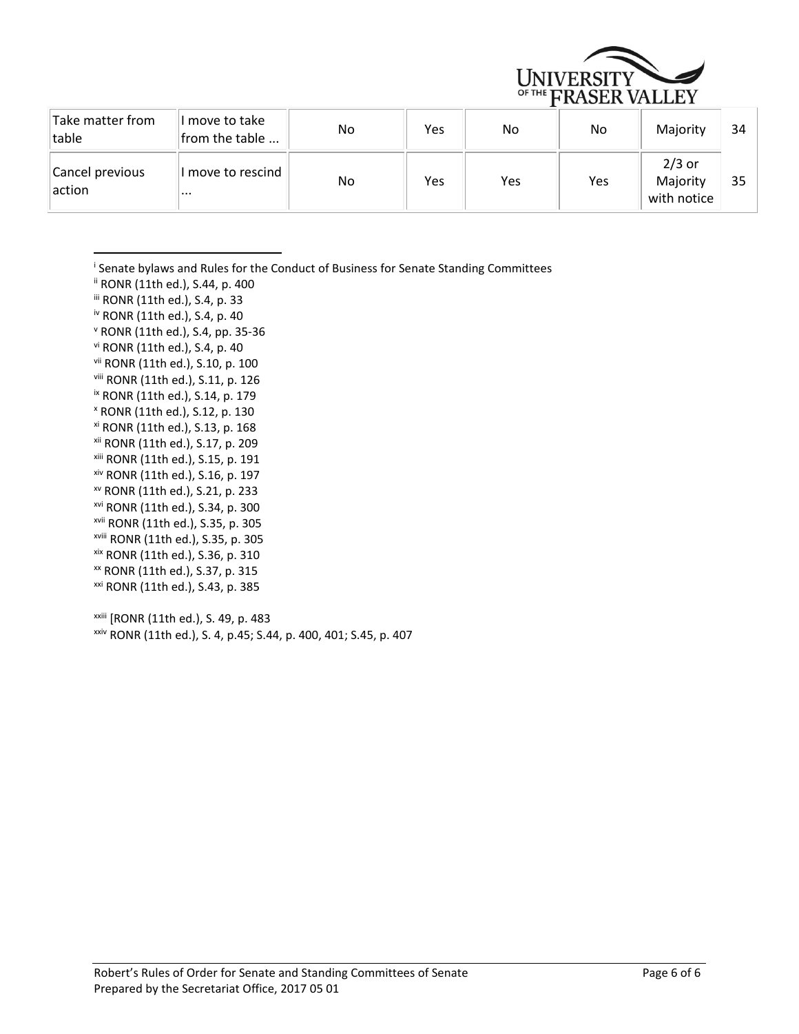| | | | | | | | |
|---|---|---|---|---|---|---|---|
| Take matter from table | I move to take from the table ... | No | Yes | No | No | Majority | 34 |
| Cancel previous action | I move to rescind ... | No | Yes | Yes | Yes | 2/3 or Majority with notice | 35 |

---

[i] Senate bylaws and Rules for the Conduct of Business for Senate Standing Committees
[ii] RONR (11th ed.), S.44, p. 400
[iii] RONR (11th ed.), S.4, p. 33
[iv] RONR (11th ed.), S.4, p. 40
[v] RONR (11th ed.), S.4, pp. 35-36
[vi] RONR (11th ed.), S.4, p. 40
[vii] RONR (11th ed.), S.10, p. 100
[viii] RONR (11th ed.), S.11, p. 126
[ix] RONR (11th ed.), S.14, p. 179
[x] RONR (11th ed.), S.12, p. 130
[xi] RONR (11th ed.), S.13, p. 168
[xii] RONR (11th ed.), S.17, p. 209
[xiii] RONR (11th ed.), S.15, p. 191
[xiv] RONR (11th ed.), S.16, p. 197
[xv] RONR (11th ed.), S.21, p. 233
[xvi] RONR (11th ed.), S.34, p. 300
[xvii] RONR (11th ed.), S.35, p. 305
[xviii] RONR (11th ed.), S.35, p. 305
[xix] RONR (11th ed.), S.36, p. 310
[xx] RONR (11th ed.), S.37, p. 315
[xxi] RONR (11th ed.), S.43, p. 385

[xxiii] [RONR (11th ed.), S. 49, p. 483
[xxiv] RONR (11th ed.), S. 4, p.45; S.44, p. 400, 401; S.45, p. 407